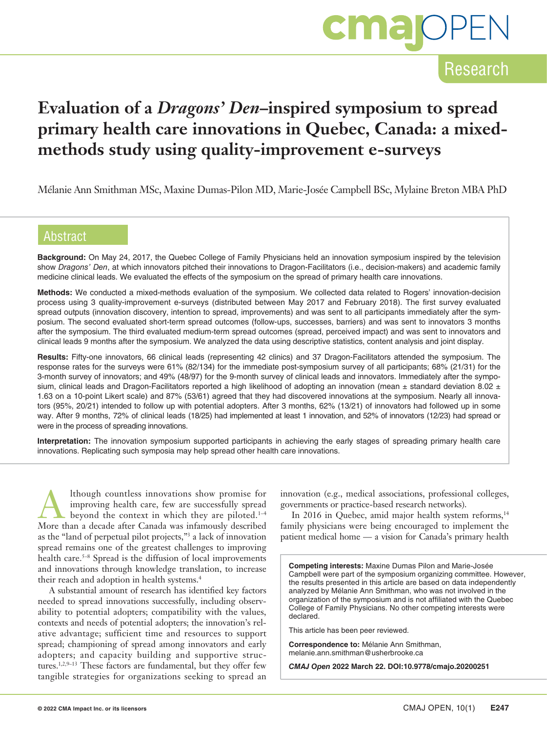Research

# Evaluation of a *Dragons' Den*–inspired symposium to spread primary health care innovations in Quebec, Canada: a mixed-methods study using quality-improvement e-surveys

Mélanie Ann Smithman MSc, Maxine Dumas-Pilon MD, Marie-Josée Campbell BSc, Mylaine Breton MBA PhD

## Abstract

**Background:** On May 24, 2017, the Quebec College of Family Physicians held an innovation symposium inspired by the television show *Dragons' Den*, at which innovators pitched their innovations to Dragon-Facilitators (i.e., decision-makers) and academic family medicine clinical leads. We evaluated the effects of the symposium on the spread of primary health care innovations.

**Methods:** We conducted a mixed-methods evaluation of the symposium. We collected data related to Rogers' innovation-decision process using 3 quality-improvement e-surveys (distributed between May 2017 and February 2018). The first survey evaluated spread outputs (innovation discovery, intention to spread, improvements) and was sent to all participants immediately after the symposium. The second evaluated short-term spread outcomes (follow-ups, successes, barriers) and was sent to innovators 3 months after the symposium. The third evaluated medium-term spread outcomes (spread, perceived impact) and was sent to innovators and clinical leads 9 months after the symposium. We analyzed the data using descriptive statistics, content analysis and joint display.

**Results:** Fifty-one innovators, 66 clinical leads (representing 42 clinics) and 37 Dragon-Facilitators attended the symposium. The response rates for the surveys were 61% (82/134) for the immediate post-symposium survey of all participants; 68% (21/31) for the 3-month survey of innovators; and 49% (48/97) for the 9-month survey of clinical leads and innovators. Immediately after the symposium, clinical leads and Dragon-Facilitators reported a high likelihood of adopting an innovation (mean ± standard deviation 8.02 ± 1.63 on a 10-point Likert scale) and 87% (53/61) agreed that they had discovered innovations at the symposium. Nearly all innovators (95%, 20/21) intended to follow up with potential adopters. After 3 months, 62% (13/21) of innovators had followed up in some way. After 9 months, 72% of clinical leads (18/25) had implemented at least 1 innovation, and 52% of innovators (12/23) had spread or were in the process of spreading innovations.

**Interpretation:** The innovation symposium supported participants in achieving the early stages of spreading primary health care innovations. Replicating such symposia may help spread other health care innovations.

Although countless innovations show promise for improving health care, few are successfully spread beyond the context in which they are piloted.[1–4] More than a decade after Canada was infamously described as the "land of perpetual pilot projects,"[3] a lack of innovation spread remains one of the greatest challenges to improving health care.[5–8] Spread is the diffusion of local improvements and innovations through knowledge translation, to increase their reach and adoption in health systems.[4]

A substantial amount of research has identified key factors needed to spread innovations successfully, including observability to potential adopters; compatibility with the values, contexts and needs of potential adopters; the innovation's relative advantage; sufficient time and resources to support spread; championing of spread among innovators and early adopters; and capacity building and supportive structures.[1,2,9–13] These factors are fundamental, but they offer few tangible strategies for organizations seeking to spread an innovation (e.g., medical associations, professional colleges, governments or practice-based research networks).

In 2016 in Quebec, amid major health system reforms,[14] family physicians were being encouraged to implement the patient medical home — a vision for Canada's primary health

**Competing interests:** Maxine Dumas Pilon and Marie-Josée Campbell were part of the symposium organizing committee. However, the results presented in this article are based on data independently analyzed by Mélanie Ann Smithman, who was not involved in the organization of the symposium and is not affiliated with the Quebec College of Family Physicians. No other competing interests were declared.

This article has been peer reviewed.

**Correspondence to:** Mélanie Ann Smithman, melanie.ann.smithman@usherbrooke.ca

***CMAJ Open* 2022 March 22. DOI:10.9778/cmajo.20200251**

© 2022 CMA Impact Inc. or its licensors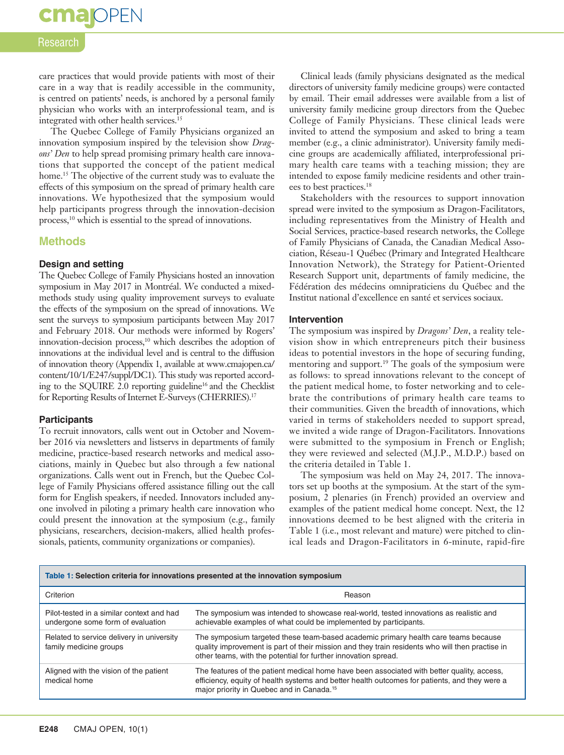care practices that would provide patients with most of their care in a way that is readily accessible in the community, is centred on patients' needs, is anchored by a personal family physician who works with an interprofessional team, and is integrated with other health services.[15]

The Quebec College of Family Physicians organized an innovation symposium inspired by the television show *Dragons' Den* to help spread promising primary health care innovations that supported the concept of the patient medical home.[15] The objective of the current study was to evaluate the effects of this symposium on the spread of primary health care innovations. We hypothesized that the symposium would help participants progress through the innovation-decision process,[10] which is essential to the spread of innovations.

## Methods

### Design and setting

The Quebec College of Family Physicians hosted an innovation symposium in May 2017 in Montréal. We conducted a mixed-methods study using quality improvement surveys to evaluate the effects of the symposium on the spread of innovations. We sent the surveys to symposium participants between May 2017 and February 2018. Our methods were informed by Rogers' innovation-decision process,[10] which describes the adoption of innovations at the individual level and is central to the diffusion of innovation theory (Appendix 1, available at www.cmajopen.ca/content/10/1/E247/suppl/DC1). This study was reported according to the SQUIRE 2.0 reporting guideline[16] and the Checklist for Reporting Results of Internet E-Surveys (CHERRIES).[17]

### Participants

To recruit innovators, calls went out in October and November 2016 via newsletters and listservs in departments of family medicine, practice-based research networks and medical associations, mainly in Quebec but also through a few national organizations. Calls went out in French, but the Quebec College of Family Physicians offered assistance filling out the call form for English speakers, if needed. Innovators included anyone involved in piloting a primary health care innovation who could present the innovation at the symposium (e.g., family physicians, researchers, decision-makers, allied health professionals, patients, community organizations or companies).

Clinical leads (family physicians designated as the medical directors of university family medicine groups) were contacted by email. Their email addresses were available from a list of university family medicine group directors from the Quebec College of Family Physicians. These clinical leads were invited to attend the symposium and asked to bring a team member (e.g., a clinic administrator). University family medicine groups are academically affiliated, interprofessional primary health care teams with a teaching mission; they are intended to expose family medicine residents and other trainees to best practices.[18]

Stakeholders with the resources to support innovation spread were invited to the symposium as Dragon-Facilitators, including representatives from the Ministry of Health and Social Services, practice-based research networks, the College of Family Physicians of Canada, the Canadian Medical Association, Réseau-1 Québec (Primary and Integrated Healthcare Innovation Network), the Strategy for Patient-Oriented Research Support unit, departments of family medicine, the Fédération des médecins omnipraticiens du Québec and the Institut national d'excellence en santé et services sociaux.

### Intervention

The symposium was inspired by *Dragons' Den*, a reality television show in which entrepreneurs pitch their business ideas to potential investors in the hope of securing funding, mentoring and support.[19] The goals of the symposium were as follows: to spread innovations relevant to the concept of the patient medical home, to foster networking and to celebrate the contributions of primary health care teams to their communities. Given the breadth of innovations, which varied in terms of stakeholders needed to support spread, we invited a wide range of Dragon-Facilitators. Innovations were submitted to the symposium in French or English; they were reviewed and selected (M.J.P., M.D.P.) based on the criteria detailed in Table 1.

The symposium was held on May 24, 2017. The innovators set up booths at the symposium. At the start of the symposium, 2 plenaries (in French) provided an overview and examples of the patient medical home concept. Next, the 12 innovations deemed to be best aligned with the criteria in Table 1 (i.e., most relevant and mature) were pitched to clinical leads and Dragon-Facilitators in 6-minute, rapid-fire

**Table 1: Selection criteria for innovations presented at the innovation symposium**

| Criterion | Reason |
|---|---|
| Pilot-tested in a similar context and had undergone some form of evaluation | The symposium was intended to showcase real-world, tested innovations as realistic and achievable examples of what could be implemented by participants. |
| Related to service delivery in university family medicine groups | The symposium targeted these team-based academic primary health care teams because quality improvement is part of their mission and they train residents who will then practise in other teams, with the potential for further innovation spread. |
| Aligned with the vision of the patient medical home | The features of the patient medical home have been associated with better quality, access, efficiency, equity of health systems and better health outcomes for patients, and they were a major priority in Quebec and in Canada.[15] |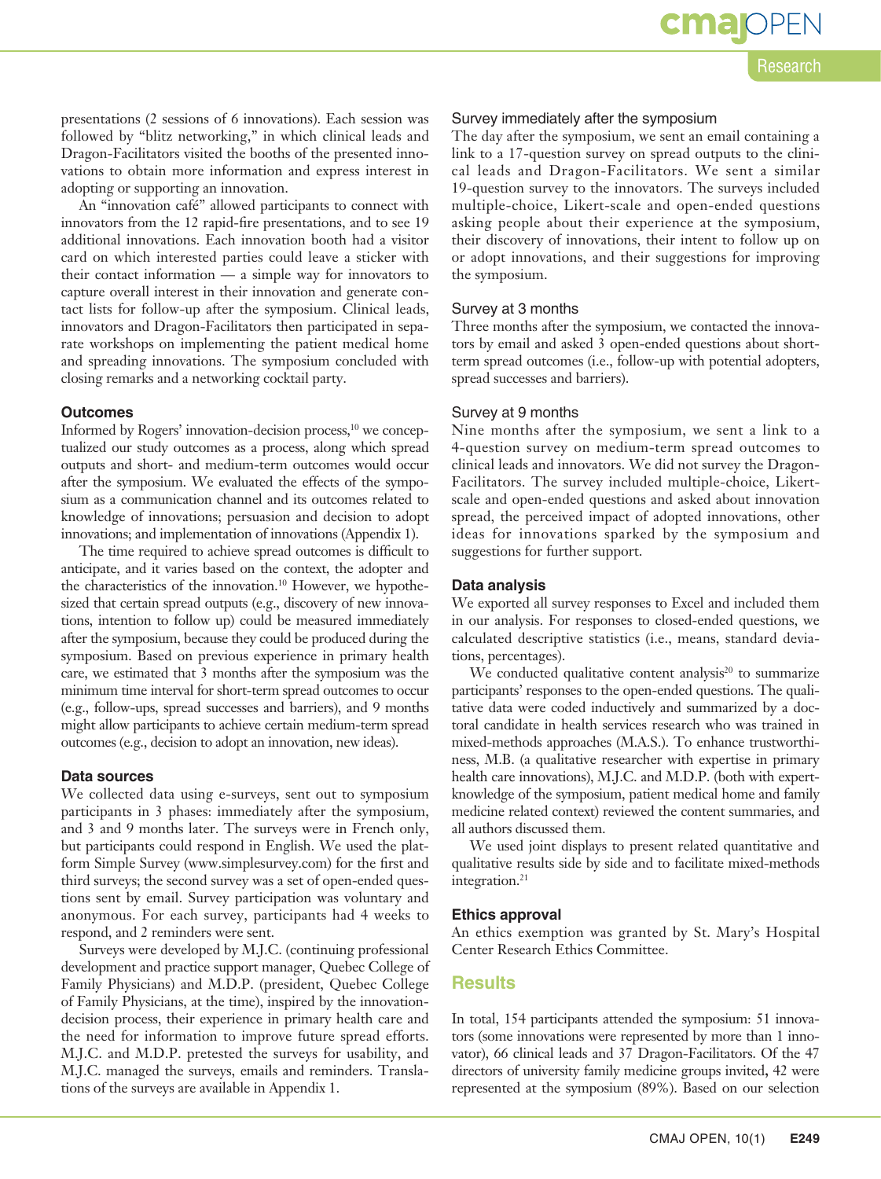presentations (2 sessions of 6 innovations). Each session was followed by "blitz networking," in which clinical leads and Dragon-Facilitators visited the booths of the presented innovations to obtain more information and express interest in adopting or supporting an innovation.

An "innovation café" allowed participants to connect with innovators from the 12 rapid-fire presentations, and to see 19 additional innovations. Each innovation booth had a visitor card on which interested parties could leave a sticker with their contact information — a simple way for innovators to capture overall interest in their innovation and generate contact lists for follow-up after the symposium. Clinical leads, innovators and Dragon-Facilitators then participated in separate workshops on implementing the patient medical home and spreading innovations. The symposium concluded with closing remarks and a networking cocktail party.

### Outcomes

Informed by Rogers' innovation-decision process,[10] we conceptualized our study outcomes as a process, along which spread outputs and short- and medium-term outcomes would occur after the symposium. We evaluated the effects of the symposium as a communication channel and its outcomes related to knowledge of innovations; persuasion and decision to adopt innovations; and implementation of innovations (Appendix 1).

The time required to achieve spread outcomes is difficult to anticipate, and it varies based on the context, the adopter and the characteristics of the innovation.[10] However, we hypothesized that certain spread outputs (e.g., discovery of new innovations, intention to follow up) could be measured immediately after the symposium, because they could be produced during the symposium. Based on previous experience in primary health care, we estimated that 3 months after the symposium was the minimum time interval for short-term spread outcomes to occur (e.g., follow-ups, spread successes and barriers), and 9 months might allow participants to achieve certain medium-term spread outcomes (e.g., decision to adopt an innovation, new ideas).

### Data sources

We collected data using e-surveys, sent out to symposium participants in 3 phases: immediately after the symposium, and 3 and 9 months later. The surveys were in French only, but participants could respond in English. We used the platform Simple Survey (www.simplesurvey.com) for the first and third surveys; the second survey was a set of open-ended questions sent by email. Survey participation was voluntary and anonymous. For each survey, participants had 4 weeks to respond, and 2 reminders were sent.

Surveys were developed by M.J.C. (continuing professional development and practice support manager, Quebec College of Family Physicians) and M.D.P. (president, Quebec College of Family Physicians, at the time), inspired by the innovation-decision process, their experience in primary health care and the need for information to improve future spread efforts. M.J.C. and M.D.P. pretested the surveys for usability, and M.J.C. managed the surveys, emails and reminders. Translations of the surveys are available in Appendix 1.

#### Survey immediately after the symposium

The day after the symposium, we sent an email containing a link to a 17-question survey on spread outputs to the clinical leads and Dragon-Facilitators. We sent a similar 19-question survey to the innovators. The surveys included multiple-choice, Likert-scale and open-ended questions asking people about their experience at the symposium, their discovery of innovations, their intent to follow up on or adopt innovations, and their suggestions for improving the symposium.

#### Survey at 3 months

Three months after the symposium, we contacted the innovators by email and asked 3 open-ended questions about short-term spread outcomes (i.e., follow-up with potential adopters, spread successes and barriers).

#### Survey at 9 months

Nine months after the symposium, we sent a link to a 4-question survey on medium-term spread outcomes to clinical leads and innovators. We did not survey the Dragon-Facilitators. The survey included multiple-choice, Likert-scale and open-ended questions and asked about innovation spread, the perceived impact of adopted innovations, other ideas for innovations sparked by the symposium and suggestions for further support.

### Data analysis

We exported all survey responses to Excel and included them in our analysis. For responses to closed-ended questions, we calculated descriptive statistics (i.e., means, standard deviations, percentages).

We conducted qualitative content analysis[20] to summarize participants' responses to the open-ended questions. The qualitative data were coded inductively and summarized by a doctoral candidate in health services research who was trained in mixed-methods approaches (M.A.S.). To enhance trustworthiness, M.B. (a qualitative researcher with expertise in primary health care innovations), M.J.C. and M.D.P. (both with expert-knowledge of the symposium, patient medical home and family medicine related context) reviewed the content summaries, and all authors discussed them.

We used joint displays to present related quantitative and qualitative results side by side and to facilitate mixed-methods integration.[21]

### Ethics approval

An ethics exemption was granted by St. Mary's Hospital Center Research Ethics Committee.

## Results

In total, 154 participants attended the symposium: 51 innovators (some innovations were represented by more than 1 innovator), 66 clinical leads and 37 Dragon-Facilitators. Of the 47 directors of university family medicine groups invited, 42 were represented at the symposium (89%). Based on our selection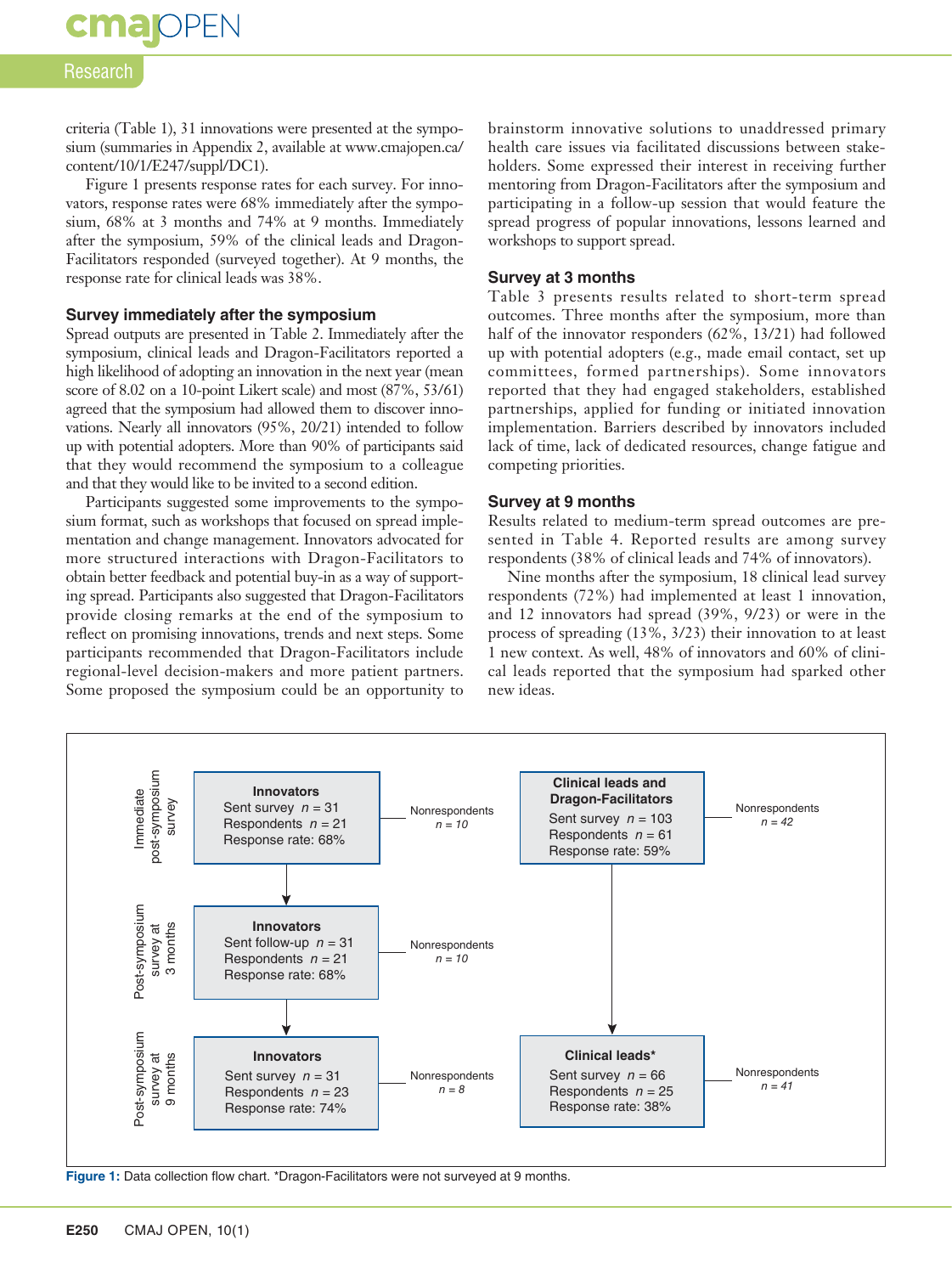criteria (Table 1), 31 innovations were presented at the symposium (summaries in Appendix 2, available at www.cmajopen.ca/content/10/1/E247/suppl/DC1).

Figure 1 presents response rates for each survey. For innovators, response rates were 68% immediately after the symposium, 68% at 3 months and 74% at 9 months. Immediately after the symposium, 59% of the clinical leads and Dragon-Facilitators responded (surveyed together). At 9 months, the response rate for clinical leads was 38%.

### Survey immediately after the symposium

Spread outputs are presented in Table 2. Immediately after the symposium, clinical leads and Dragon-Facilitators reported a high likelihood of adopting an innovation in the next year (mean score of 8.02 on a 10-point Likert scale) and most (87%, 53/61) agreed that the symposium had allowed them to discover innovations. Nearly all innovators (95%, 20/21) intended to follow up with potential adopters. More than 90% of participants said that they would recommend the symposium to a colleague and that they would like to be invited to a second edition.

Participants suggested some improvements to the symposium format, such as workshops that focused on spread implementation and change management. Innovators advocated for more structured interactions with Dragon-Facilitators to obtain better feedback and potential buy-in as a way of supporting spread. Participants also suggested that Dragon-Facilitators provide closing remarks at the end of the symposium to reflect on promising innovations, trends and next steps. Some participants recommended that Dragon-Facilitators include regional-level decision-makers and more patient partners. Some proposed the symposium could be an opportunity to brainstorm innovative solutions to unaddressed primary health care issues via facilitated discussions between stakeholders. Some expressed their interest in receiving further mentoring from Dragon-Facilitators after the symposium and participating in a follow-up session that would feature the spread progress of popular innovations, lessons learned and workshops to support spread.

### Survey at 3 months

Table 3 presents results related to short-term spread outcomes. Three months after the symposium, more than half of the innovator responders (62%, 13/21) had followed up with potential adopters (e.g., made email contact, set up committees, formed partnerships). Some innovators reported that they had engaged stakeholders, established partnerships, applied for funding or initiated innovation implementation. Barriers described by innovators included lack of time, lack of dedicated resources, change fatigue and competing priorities.

### Survey at 9 months

Results related to medium-term spread outcomes are presented in Table 4. Reported results are among survey respondents (38% of clinical leads and 74% of innovators).

Nine months after the symposium, 18 clinical lead survey respondents (72%) had implemented at least 1 innovation, and 12 innovators had spread (39%, 9/23) or were in the process of spreading (13%, 3/23) their innovation to at least 1 new context. As well, 48% of innovators and 60% of clinical leads reported that the symposium had sparked other new ideas.

| Survey | Innovators | | Clinical leads and Dragon-Facilitators / Clinical leads* | |
|---|---|---|---|---|
| Immediate post-symposium survey | Sent survey $n = 31$; Respondents $n = 21$; Response rate: 68% | Nonrespondents $n = 10$ | Clinical leads and Dragon-Facilitators: Sent survey $n = 103$; Respondents $n = 61$; Response rate: 59% | Nonrespondents $n = 42$ |
| Post-symposium survey at 3 months | Sent follow-up $n = 31$; Respondents $n = 21$; Response rate: 68% | Nonrespondents $n = 10$ | | |
| Post-symposium survey at 9 months | Sent survey $n = 31$; Respondents $n = 23$; Response rate: 74% | Nonrespondents $n = 8$ | Clinical leads*: Sent survey $n = 66$; Respondents $n = 25$; Response rate: 38% | Nonrespondents $n = 41$ |

**Figure 1:** Data collection flow chart. *Dragon-Facilitators were not surveyed at 9 months.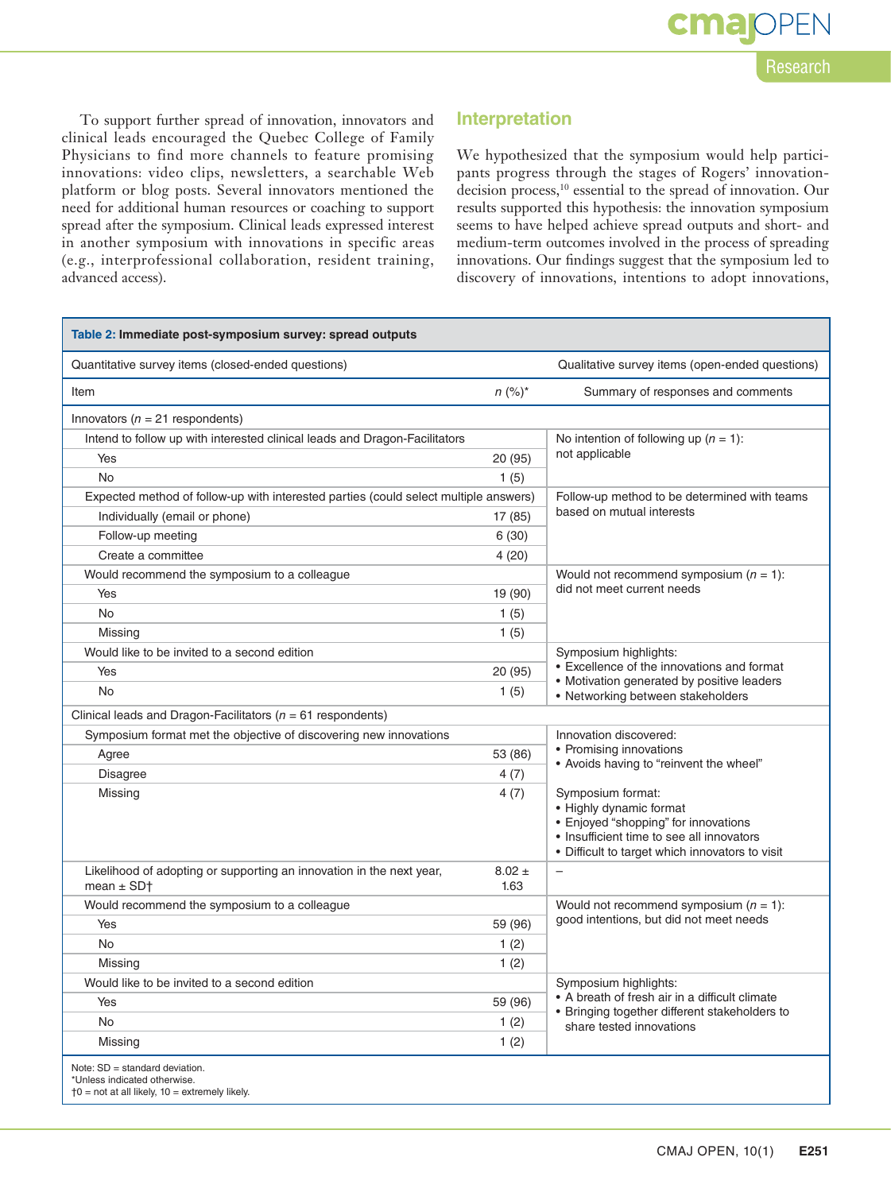To support further spread of innovation, innovators and clinical leads encouraged the Quebec College of Family Physicians to find more channels to feature promising innovations: video clips, newsletters, a searchable Web platform or blog posts. Several innovators mentioned the need for additional human resources or coaching to support spread after the symposium. Clinical leads expressed interest in another symposium with innovations in specific areas (e.g., interprofessional collaboration, resident training, advanced access).

## Interpretation

We hypothesized that the symposium would help participants progress through the stages of Rogers' innovation-decision process,[10] essential to the spread of innovation. Our results supported this hypothesis: the innovation symposium seems to have helped achieve spread outputs and short- and medium-term outcomes involved in the process of spreading innovations. Our findings suggest that the symposium led to discovery of innovations, intentions to adopt innovations,

**Table 2: Immediate post-symposium survey: spread outputs**

| Quantitative survey items (closed-ended questions) | | Qualitative survey items (open-ended questions) |
|---|---|---|
| **Item** | **n (%)*** | **Summary of responses and comments** |
| Innovators (n = 21 respondents) | | |
| Intend to follow up with interested clinical leads and Dragon-Facilitators | | No intention of following up (n = 1): not applicable |
| Yes | 20 (95) | |
| No | 1 (5) | |
| Expected method of follow-up with interested parties (could select multiple answers) | | Follow-up method to be determined with teams based on mutual interests |
| Individually (email or phone) | 17 (85) | |
| Follow-up meeting | 6 (30) | |
| Create a committee | 4 (20) | |
| Would recommend the symposium to a colleague | | Would not recommend symposium (n = 1): did not meet current needs |
| Yes | 19 (90) | |
| No | 1 (5) | |
| Missing | 1 (5) | |
| Would like to be invited to a second edition | | Symposium highlights: • Excellence of the innovations and format • Motivation generated by positive leaders • Networking between stakeholders |
| Yes | 20 (95) | |
| No | 1 (5) | |
| Clinical leads and Dragon-Facilitators (n = 61 respondents) | | |
| Symposium format met the objective of discovering new innovations | | Innovation discovered: • Promising innovations • Avoids having to "reinvent the wheel" |
| Agree | 53 (86) | |
| Disagree | 4 (7) | |
| Missing | 4 (7) | Symposium format: • Highly dynamic format • Enjoyed "shopping" for innovations • Insufficient time to see all innovators • Difficult to target which innovators to visit |
| Likelihood of adopting or supporting an innovation in the next year, mean ± SD† | 8.02 ± 1.63 | – |
| Would recommend the symposium to a colleague | | Would not recommend symposium (n = 1): good intentions, but did not meet needs |
| Yes | 59 (96) | |
| No | 1 (2) | |
| Missing | 1 (2) | |
| Would like to be invited to a second edition | | Symposium highlights: • A breath of fresh air in a difficult climate • Bringing together different stakeholders to share tested innovations |
| Yes | 59 (96) | |
| No | 1 (2) | |
| Missing | 1 (2) | |

Note: SD = standard deviation.
*Unless indicated otherwise.
†0 = not at all likely, 10 = extremely likely.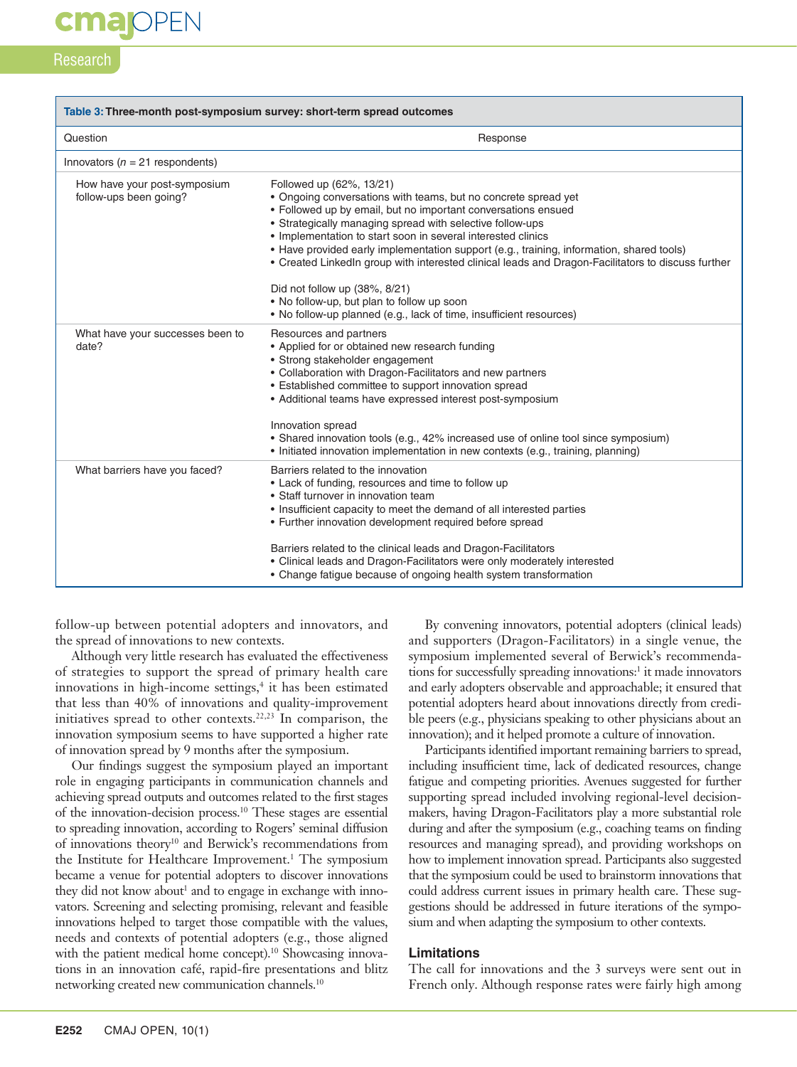**Table 3: Three-month post-symposium survey: short-term spread outcomes**

| Question | Response |
|---|---|
| Innovators (n = 21 respondents) | |
| How have your post-symposium follow-ups been going? | Followed up (62%, 13/21)<br>• Ongoing conversations with teams, but no concrete spread yet<br>• Followed up by email, but no important conversations ensued<br>• Strategically managing spread with selective follow-ups<br>• Implementation to start soon in several interested clinics<br>• Have provided early implementation support (e.g., training, information, shared tools)<br>• Created LinkedIn group with interested clinical leads and Dragon-Facilitators to discuss further<br><br>Did not follow up (38%, 8/21)<br>• No follow-up, but plan to follow up soon<br>• No follow-up planned (e.g., lack of time, insufficient resources) |
| What have your successes been to date? | Resources and partners<br>• Applied for or obtained new research funding<br>• Strong stakeholder engagement<br>• Collaboration with Dragon-Facilitators and new partners<br>• Established committee to support innovation spread<br>• Additional teams have expressed interest post-symposium<br><br>Innovation spread<br>• Shared innovation tools (e.g., 42% increased use of online tool since symposium)<br>• Initiated innovation implementation in new contexts (e.g., training, planning) |
| What barriers have you faced? | Barriers related to the innovation<br>• Lack of funding, resources and time to follow up<br>• Staff turnover in innovation team<br>• Insufficient capacity to meet the demand of all interested parties<br>• Further innovation development required before spread<br><br>Barriers related to the clinical leads and Dragon-Facilitators<br>• Clinical leads and Dragon-Facilitators were only moderately interested<br>• Change fatigue because of ongoing health system transformation |

follow-up between potential adopters and innovators, and the spread of innovations to new contexts.

Although very little research has evaluated the effectiveness of strategies to support the spread of primary health care innovations in high-income settings,[4] it has been estimated that less than 40% of innovations and quality-improvement initiatives spread to other contexts.[22,23] In comparison, the innovation symposium seems to have supported a higher rate of innovation spread by 9 months after the symposium.

Our findings suggest the symposium played an important role in engaging participants in communication channels and achieving spread outputs and outcomes related to the first stages of the innovation-decision process.[10] These stages are essential to spreading innovation, according to Rogers' seminal diffusion of innovations theory[10] and Berwick's recommendations from the Institute for Healthcare Improvement.[1] The symposium became a venue for potential adopters to discover innovations they did not know about[1] and to engage in exchange with innovators. Screening and selecting promising, relevant and feasible innovations helped to target those compatible with the values, needs and contexts of potential adopters (e.g., those aligned with the patient medical home concept).[10] Showcasing innovations in an innovation café, rapid-fire presentations and blitz networking created new communication channels.[10]

By convening innovators, potential adopters (clinical leads) and supporters (Dragon-Facilitators) in a single venue, the symposium implemented several of Berwick's recommendations for successfully spreading innovations:[1] it made innovators and early adopters observable and approachable; it ensured that potential adopters heard about innovations directly from credible peers (e.g., physicians speaking to other physicians about an innovation); and it helped promote a culture of innovation.

Participants identified important remaining barriers to spread, including insufficient time, lack of dedicated resources, change fatigue and competing priorities. Avenues suggested for further supporting spread included involving regional-level decision-makers, having Dragon-Facilitators play a more substantial role during and after the symposium (e.g., coaching teams on finding resources and managing spread), and providing workshops on how to implement innovation spread. Participants also suggested that the symposium could be used to brainstorm innovations that could address current issues in primary health care. These suggestions should be addressed in future iterations of the symposium and when adapting the symposium to other contexts.

## Limitations

The call for innovations and the 3 surveys were sent out in French only. Although response rates were fairly high among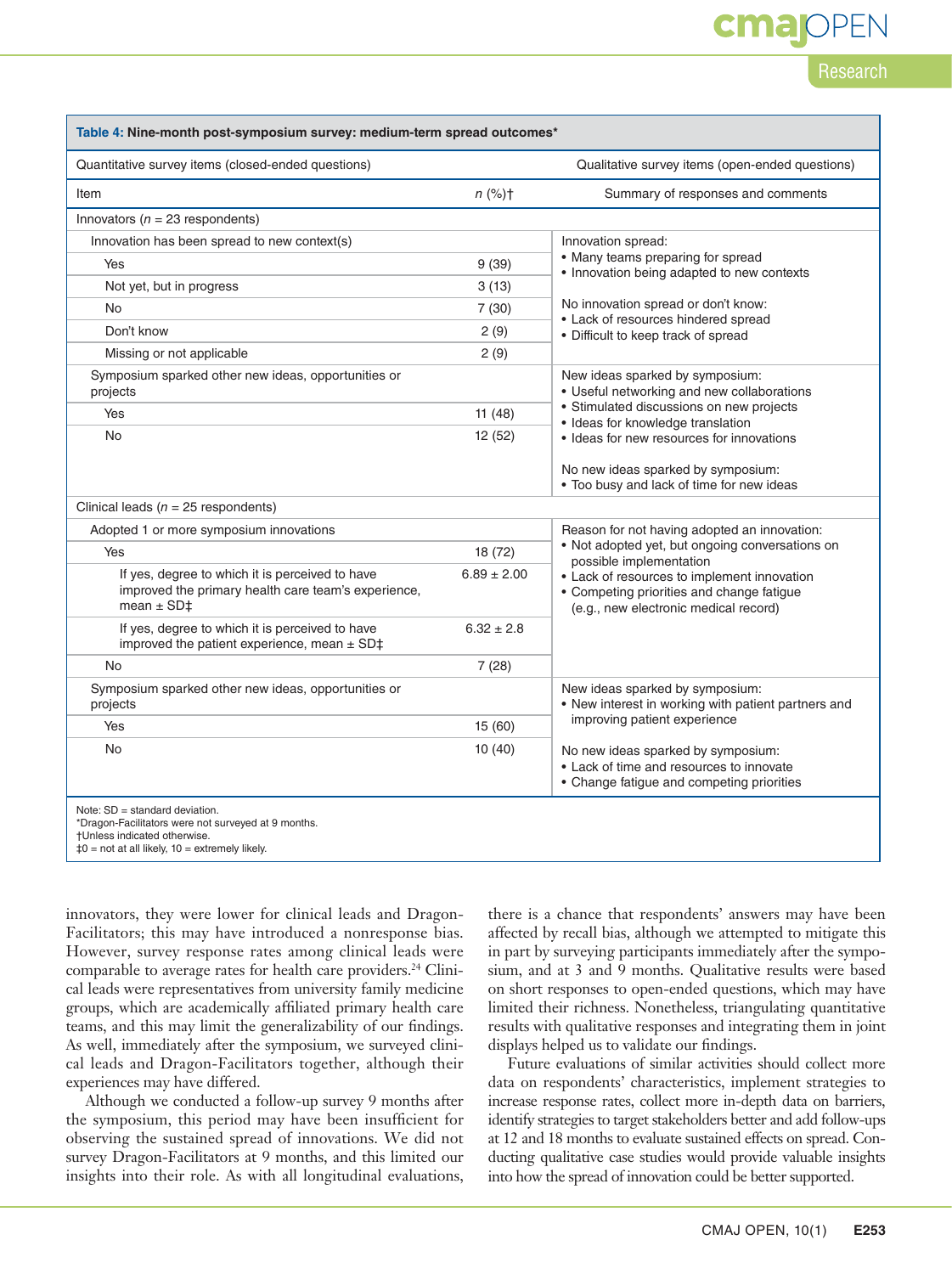**Table 4: Nine-month post-symposium survey: medium-term spread outcomes***

| Quantitative survey items (closed-ended questions) | | Qualitative survey items (open-ended questions) |
|---|---|---|
| **Item** | ***n* (%)†** | **Summary of responses and comments** |
| **Innovators (*n* = 23 respondents)** | | |
| Innovation has been spread to new context(s) | | Innovation spread: • Many teams preparing for spread • Innovation being adapted to new contexts <br><br> No innovation spread or don't know: • Lack of resources hindered spread • Difficult to keep track of spread |
| Yes | 9 (39) | |
| Not yet, but in progress | 3 (13) | |
| No | 7 (30) | |
| Don't know | 2 (9) | |
| Missing or not applicable | 2 (9) | |
| Symposium sparked other new ideas, opportunities or projects | | New ideas sparked by symposium: • Useful networking and new collaborations • Stimulated discussions on new projects • Ideas for knowledge translation • Ideas for new resources for innovations <br><br> No new ideas sparked by symposium: • Too busy and lack of time for new ideas |
| Yes | 11 (48) | |
| No | 12 (52) | |
| **Clinical leads (*n* = 25 respondents)** | | |
| Adopted 1 or more symposium innovations | | Reason for not having adopted an innovation: • Not adopted yet, but ongoing conversations on possible implementation • Lack of resources to implement innovation • Competing priorities and change fatigue (e.g., new electronic medical record) |
| Yes | 18 (72) | |
| If yes, degree to which it is perceived to have improved the primary health care team's experience, mean ± SD‡ | 6.89 ± 2.00 | |
| If yes, degree to which it is perceived to have improved the patient experience, mean ± SD‡ | 6.32 ± 2.8 | |
| No | 7 (28) | |
| Symposium sparked other new ideas, opportunities or projects | | New ideas sparked by symposium: • New interest in working with patient partners and improving patient experience <br><br> No new ideas sparked by symposium: • Lack of time and resources to innovate • Change fatigue and competing priorities |
| Yes | 15 (60) | |
| No | 10 (40) | |

Note: SD = standard deviation.
*Dragon-Facilitators were not surveyed at 9 months.
†Unless indicated otherwise.
‡0 = not at all likely, 10 = extremely likely.

innovators, they were lower for clinical leads and Dragon-Facilitators; this may have introduced a nonresponse bias. However, survey response rates among clinical leads were comparable to average rates for health care providers.[24] Clinical leads were representatives from university family medicine groups, which are academically affiliated primary health care teams, and this may limit the generalizability of our findings. As well, immediately after the symposium, we surveyed clinical leads and Dragon-Facilitators together, although their experiences may have differed.

Although we conducted a follow-up survey 9 months after the symposium, this period may have been insufficient for observing the sustained spread of innovations. We did not survey Dragon-Facilitators at 9 months, and this limited our insights into their role. As with all longitudinal evaluations, there is a chance that respondents' answers may have been affected by recall bias, although we attempted to mitigate this in part by surveying participants immediately after the symposium, and at 3 and 9 months. Qualitative results were based on short responses to open-ended questions, which may have limited their richness. Nonetheless, triangulating quantitative results with qualitative responses and integrating them in joint displays helped us to validate our findings.

Future evaluations of similar activities should collect more data on respondents' characteristics, implement strategies to increase response rates, collect more in-depth data on barriers, identify strategies to target stakeholders better and add follow-ups at 12 and 18 months to evaluate sustained effects on spread. Conducting qualitative case studies would provide valuable insights into how the spread of innovation could be better supported.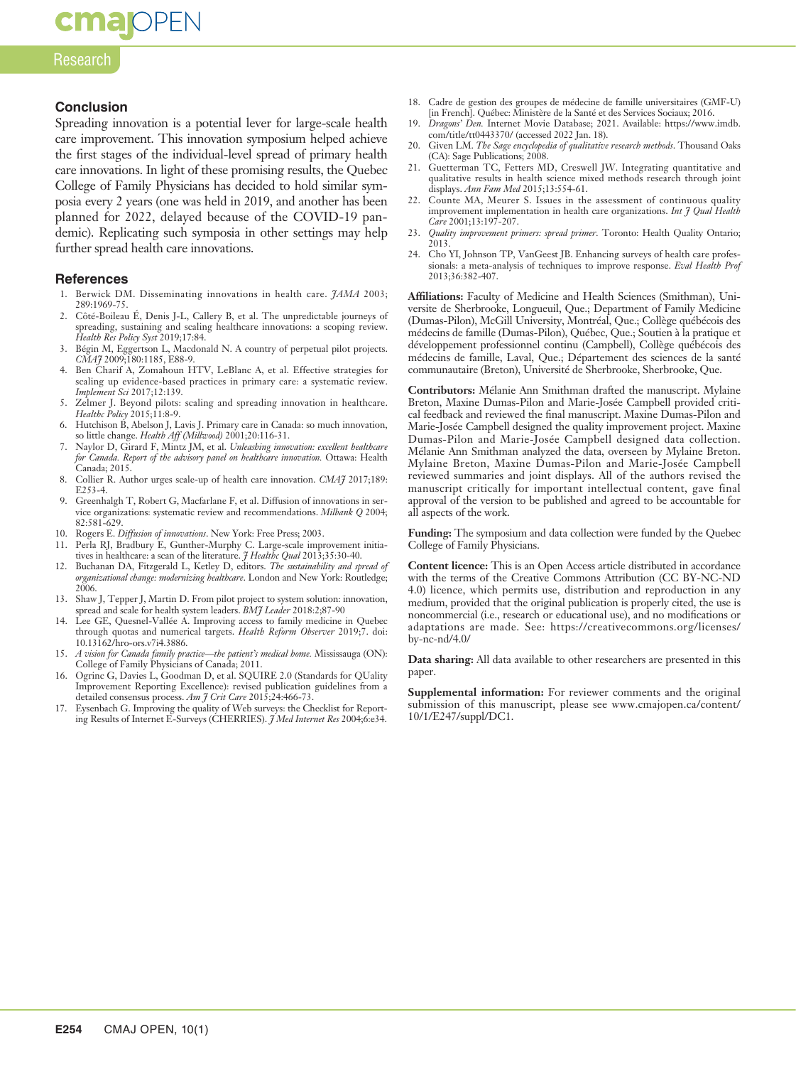## Conclusion

Spreading innovation is a potential lever for large-scale health care improvement. This innovation symposium helped achieve the first stages of the individual-level spread of primary health care innovations. In light of these promising results, the Quebec College of Family Physicians has decided to hold similar symposia every 2 years (one was held in 2019, and another has been planned for 2022, delayed because of the COVID-19 pandemic). Replicating such symposia in other settings may help further spread health care innovations.

## References

1. Berwick DM. Disseminating innovations in health care. *JAMA* 2003;289:1969-75.
2. Côté-Boileau É, Denis J-L, Callery B, et al. The unpredictable journeys of spreading, sustaining and scaling healthcare innovations: a scoping review. *Health Res Policy Syst* 2019;17:84.
3. Bégin M, Eggertson L, Macdonald N. A country of perpetual pilot projects. *CMAJ* 2009;180:1185, E88-9.
4. Ben Charif A, Zomahoun HTV, LeBlanc A, et al. Effective strategies for scaling up evidence-based practices in primary care: a systematic review. *Implement Sci* 2017;12:139.
5. Zelmer J. Beyond pilots: scaling and spreading innovation in healthcare. *Healthc Policy* 2015;11:8-9.
6. Hutchison B, Abelson J, Lavis J. Primary care in Canada: so much innovation, so little change. *Health Aff (Millwood)* 2001;20:116-31.
7. Naylor D, Girard F, Mintz JM, et al. *Unleashing innovation: excellent healthcare for Canada. Report of the advisory panel on healthcare innovation.* Ottawa: Health Canada; 2015.
8. Collier R. Author urges scale-up of health care innovation. *CMAJ* 2017;189:E253-4.
9. Greenhalgh T, Robert G, Macfarlane F, et al. Diffusion of innovations in service organizations: systematic review and recommendations. *Milbank Q* 2004;82:581-629.
10. Rogers E. *Diffusion of innovations*. New York: Free Press; 2003.
11. Perla RJ, Bradbury E, Gunther-Murphy C. Large-scale improvement initiatives in healthcare: a scan of the literature. *J Healthc Qual* 2013;35:30-40.
12. Buchanan DA, Fitzgerald L, Ketley D, editors. *The sustainability and spread of organizational change: modernizing healthcare*. London and New York: Routledge; 2006.
13. Shaw J, Tepper J, Martin D. From pilot project to system solution: innovation, spread and scale for health system leaders. *BMJ Leader* 2018:2;87-90
14. Lee GE, Quesnel-Vallée A. Improving access to family medicine in Quebec through quotas and numerical targets. *Health Reform Observer* 2019;7. doi: 10.13162/hro-ors.v7i4.3886.
15. *A vision for Canada family practice—the patient's medical home.* Mississauga (ON): College of Family Physicians of Canada; 2011.
16. Ogrinc G, Davies L, Goodman D, et al. SQUIRE 2.0 (Standards for QUality Improvement Reporting Excellence): revised publication guidelines from a detailed consensus process. *Am J Crit Care* 2015;24:466-73.
17. Eysenbach G. Improving the quality of Web surveys: the Checklist for Reporting Results of Internet E-Surveys (CHERRIES). *J Med Internet Res* 2004;6:e34.
18. Cadre de gestion des groupes de médecine de famille universitaires (GMF-U) [in French]. Québec: Ministère de la Santé et des Services Sociaux; 2016.
19. *Dragons' Den.* Internet Movie Database; 2021. Available: https://www.imdb.com/title/tt0443370/ (accessed 2022 Jan. 18).
20. Given LM. *The Sage encyclopedia of qualitative research methods*. Thousand Oaks (CA): Sage Publications; 2008.
21. Guetterman TC, Fetters MD, Creswell JW. Integrating quantitative and qualitative results in health science mixed methods research through joint displays. *Ann Fam Med* 2015;13:554-61.
22. Counte MA, Meurer S. Issues in the assessment of continuous quality improvement implementation in health care organizations. *Int J Qual Health Care* 2001;13:197-207.
23. *Quality improvement primers: spread primer.* Toronto: Health Quality Ontario; 2013.
24. Cho YI, Johnson TP, VanGeest JB. Enhancing surveys of health care professionals: a meta-analysis of techniques to improve response. *Eval Health Prof* 2013;36:382-407.

**Affiliations:** Faculty of Medicine and Health Sciences (Smithman), Universite de Sherbrooke, Longueuil, Que.; Department of Family Medicine (Dumas-Pilon), McGill University, Montréal, Que.; Collège québécois des médecins de famille (Dumas-Pilon), Québec, Que.; Soutien à la pratique et développement professionnel continu (Campbell), Collège québécois des médecins de famille, Laval, Que.; Département des sciences de la santé communautaire (Breton), Université de Sherbrooke, Sherbrooke, Que.

**Contributors:** Mélanie Ann Smithman drafted the manuscript. Mylaine Breton, Maxine Dumas-Pilon and Marie-Josée Campbell provided critical feedback and reviewed the final manuscript. Maxine Dumas-Pilon and Marie-Josée Campbell designed the quality improvement project. Maxine Dumas-Pilon and Marie-Josée Campbell designed data collection. Mélanie Ann Smithman analyzed the data, overseen by Mylaine Breton. Mylaine Breton, Maxine Dumas-Pilon and Marie-Josée Campbell reviewed summaries and joint displays. All of the authors revised the manuscript critically for important intellectual content, gave final approval of the version to be published and agreed to be accountable for all aspects of the work.

**Funding:** The symposium and data collection were funded by the Quebec College of Family Physicians.

**Content licence:** This is an Open Access article distributed in accordance with the terms of the Creative Commons Attribution (CC BY-NC-ND 4.0) licence, which permits use, distribution and reproduction in any medium, provided that the original publication is properly cited, the use is noncommercial (i.e., research or educational use), and no modifications or adaptations are made. See: https://creativecommons.org/licenses/by-nc-nd/4.0/

**Data sharing:** All data available to other researchers are presented in this paper.

**Supplemental information:** For reviewer comments and the original submission of this manuscript, please see www.cmajopen.ca/content/10/1/E247/suppl/DC1.